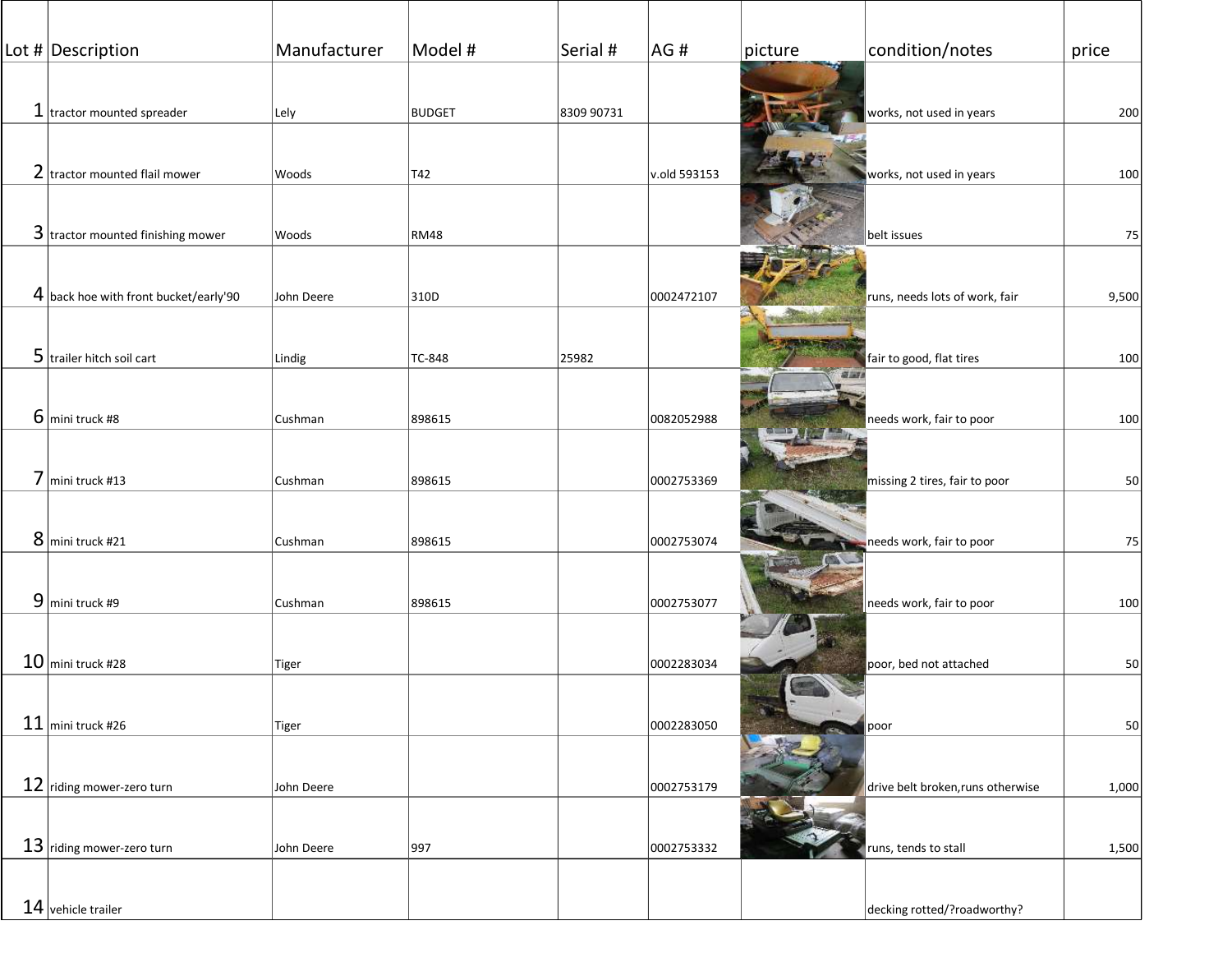| Lot # | Description | Manufacturer | Model # | Serial # | AG # | picture | condition/notes | price |
|---|---|---|---|---|---|---|---|---|
| 1 | tractor mounted spreader | Lely | BUDGET | 8309 90731 | | | works, not used in years | 200 |
| 2 | tractor mounted flail mower | Woods | T42 | | v.old 593153 | | works, not used in years | 100 |
| 3 | tractor mounted finishing mower | Woods | RM48 | | | | belt issues | 75 |
| 4 | back hoe with front bucket/early'90 | John Deere | 310D | | 0002472107 | | runs, needs lots of work, fair | 9,500 |
| 5 | trailer hitch soil cart | Lindig | TC-848 | 25982 | | | fair to good, flat tires | 100 |
| 6 | mini truck #8 | Cushman | 898615 | | 0082052988 | | needs work, fair to poor | 100 |
| 7 | mini truck #13 | Cushman | 898615 | | 0002753369 | | missing 2 tires, fair to poor | 50 |
| 8 | mini truck #21 | Cushman | 898615 | | 0002753074 | | needs work, fair to poor | 75 |
| 9 | mini truck #9 | Cushman | 898615 | | 0002753077 | | needs work, fair to poor | 100 |
| 10 | mini truck #28 | Tiger | | | 0002283034 | | poor, bed not attached | 50 |
| 11 | mini truck #26 | Tiger | | | 0002283050 | | poor | 50 |
| 12 | riding mower-zero turn | John Deere | | | 0002753179 | | drive belt broken,runs otherwise | 1,000 |
| 13 | riding mower-zero turn | John Deere | 997 | | 0002753332 | | runs, tends to stall | 1,500 |
| 14 | vehicle trailer | | | | | | decking rotted/?roadworthy? | |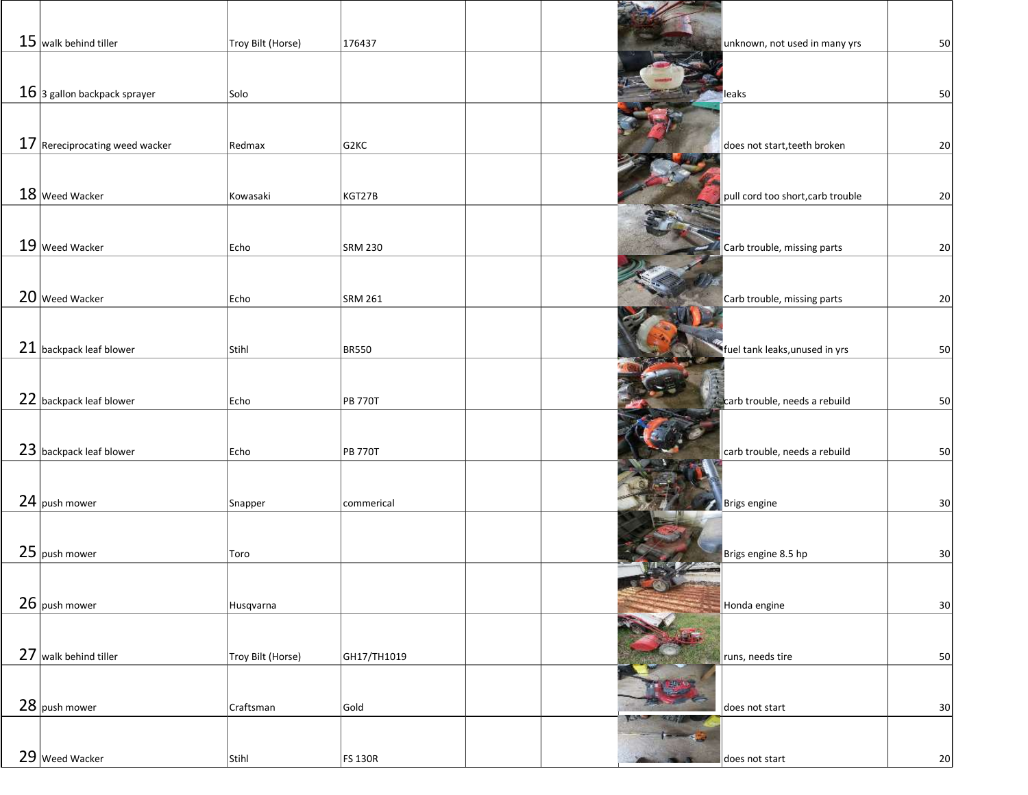| | | | | | | | | |
|---|---|---|---|---|---|---|---|---|
| 15 | walk behind tiller | Troy Bilt (Horse) | 176437 | | | | unknown, not used in many yrs | 50 |
| 16 | 3 gallon backpack sprayer | Solo | | | | | leaks | 50 |
| 17 | Rereciprocating weed wacker | Redmax | G2KC | | | | does not start,teeth broken | 20 |
| 18 | Weed Wacker | Kowasaki | KGT27B | | | | pull cord too short,carb trouble | 20 |
| 19 | Weed Wacker | Echo | SRM 230 | | | | Carb trouble, missing parts | 20 |
| 20 | Weed Wacker | Echo | SRM 261 | | | | Carb trouble, missing parts | 20 |
| 21 | backpack leaf blower | Stihl | BR550 | | | | fuel tank leaks,unused in yrs | 50 |
| 22 | backpack leaf blower | Echo | PB 770T | | | | carb trouble, needs a rebuild | 50 |
| 23 | backpack leaf blower | Echo | PB 770T | | | | carb trouble, needs a rebuild | 50 |
| 24 | push mower | Snapper | commerical | | | | Brigs engine | 30 |
| 25 | push mower | Toro | | | | | Brigs engine 8.5 hp | 30 |
| 26 | push mower | Husqvarna | | | | | Honda engine | 30 |
| 27 | walk behind tiller | Troy Bilt (Horse) | GH17/TH1019 | | | | runs, needs tire | 50 |
| 28 | push mower | Craftsman | Gold | | | | does not start | 30 |
| 29 | Weed Wacker | Stihl | FS 130R | | | | does not start | 20 |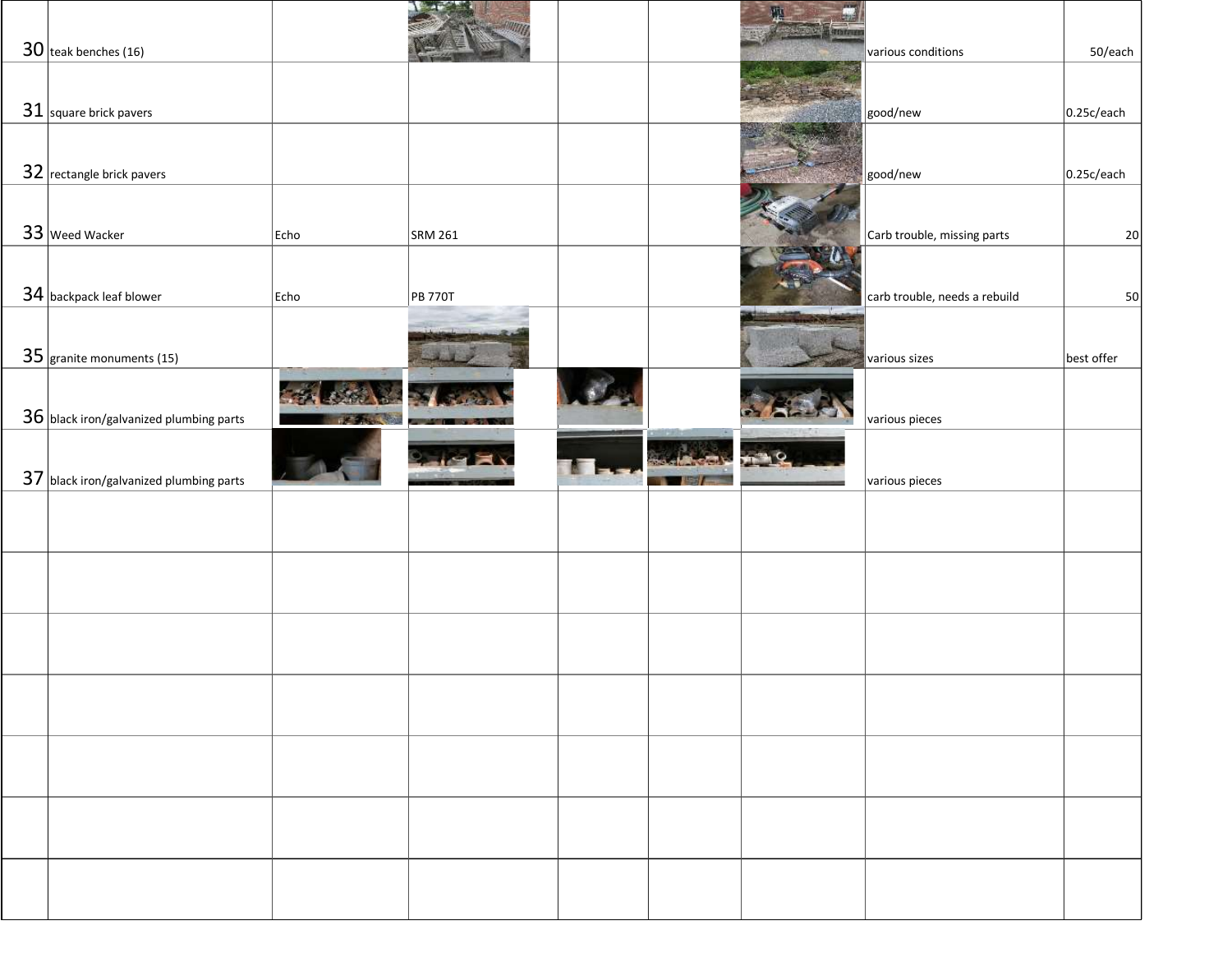| | | | | | | | | |
|---|---|---|---|---|---|---|---|---|
| 30 | teak benches (16) | | | | | | various conditions | 50/each |
| 31 | square brick pavers | | | | | | good/new | 0.25c/each |
| 32 | rectangle brick pavers | | | | | | good/new | 0.25c/each |
| 33 | Weed Wacker | Echo | SRM 261 | | | | Carb trouble, missing parts | 20 |
| 34 | backpack leaf blower | Echo | PB 770T | | | | carb trouble, needs a rebuild | 50 |
| 35 | granite monuments (15) | | | | | | various sizes | best offer |
| 36 | black iron/galvanized plumbing parts | | | | | | various pieces | |
| 37 | black iron/galvanized plumbing parts | | | | | | various pieces | |
| | | | | | | | | |
| | | | | | | | | |
| | | | | | | | | |
| | | | | | | | | |
| | | | | | | | | |
| | | | | | | | | |
| | | | | | | | | |